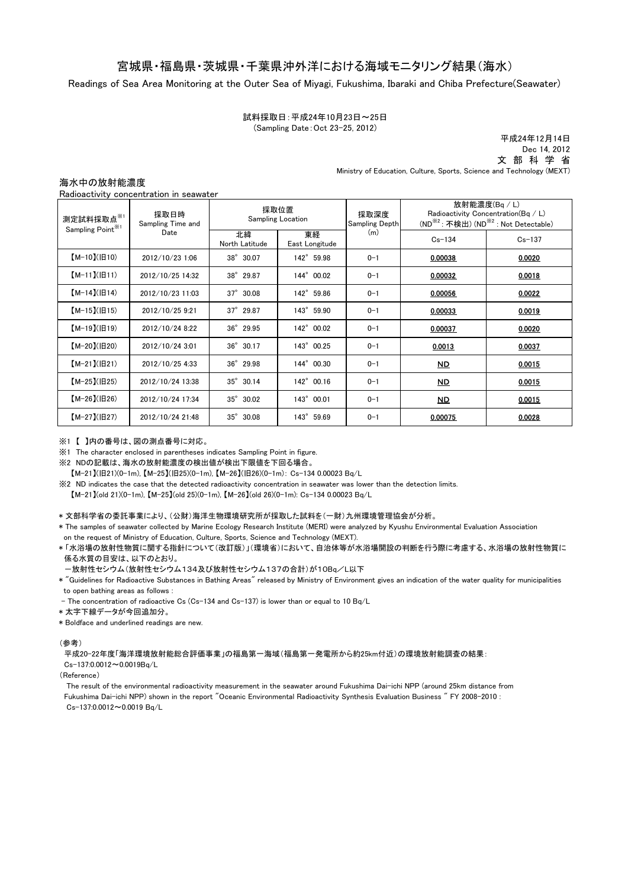# 宮城県・福島県・茨城県・千葉県沖外洋における海域モニタリング結果（海水）

Readings of Sea Area Monitoring at the Outer Sea of Miyagi, Fukushima, Ibaraki and Chiba Prefecture(Seawater)

試料採取日：平成24年10月23日～25日
(Sampling Date：Oct 23-25, 2012)

平成24年12月14日
Dec 14, 2012
文 部 科 学 省
Ministry of Education, Culture, Sports, Science and Technology (MEXT)

## 海水中の放射能濃度

Radioactivity concentration in seawater

| 測定試料採取点※1 Sampling Point※1 | 採取日時 Sampling Time and Date | 採取位置 Sampling Location | | 採取深度 Sampling Depth (m) | 放射能濃度(Bq／L) Radioactivity Concentration(Bq／L) (ND※2：不検出) (ND※2：Not Detectable) | |
|---|---|---|---|---|---|---|
| | | 北緯 North Latitude | 東経 East Longitude | | Cs-134 | Cs-137 |
| 【M-10】(旧10) | 2012/10/23 1:06 | 38° 30.07 | 142° 59.98 | 0-1 | **0.00038** | **0.0020** |
| 【M-11】(旧11) | 2012/10/25 14:32 | 38° 29.87 | 144° 00.02 | 0-1 | **0.00032** | **0.0018** |
| 【M-14】(旧14) | 2012/10/23 11:03 | 37° 30.08 | 142° 59.86 | 0-1 | **0.00056** | **0.0022** |
| 【M-15】(旧15) | 2012/10/25 9:21 | 37° 29.87 | 143° 59.90 | 0-1 | **0.00033** | **0.0019** |
| 【M-19】(旧19) | 2012/10/24 8:22 | 36° 29.95 | 142° 00.02 | 0-1 | **0.00037** | **0.0020** |
| 【M-20】(旧20) | 2012/10/24 3:01 | 36° 30.17 | 143° 00.25 | 0-1 | **0.0013** | **0.0037** |
| 【M-21】(旧21) | 2012/10/25 4:33 | 36° 29.98 | 144° 00.30 | 0-1 | **ND** | **0.0015** |
| 【M-25】(旧25) | 2012/10/24 13:38 | 35° 30.14 | 142° 00.16 | 0-1 | **ND** | **0.0015** |
| 【M-26】(旧26) | 2012/10/24 17:34 | 35° 30.02 | 143° 00.01 | 0-1 | **ND** | **0.0015** |
| 【M-27】(旧27) | 2012/10/24 21:48 | 35° 30.08 | 143° 59.69 | 0-1 | **0.00075** | **0.0028** |

※1 【 】内の番号は、図の測点番号に対応。

※1 The character enclosed in parentheses indicates Sampling Point in figure.

※2 NDの記載は、海水の放射能濃度の検出値が検出下限値を下回る場合。
【M-21】(旧21)(0-1m),【M-25】(旧25)(0-1m),【M-26】(旧26)(0-1m)：Cs-134 0.00023 Bq/L

※2 ND indicates the case that the detected radioactivity concentration in seawater was lower than the detection limits.
【M-21】(old 21)(0-1m),【M-25】(old 25)(0-1m),【M-26】(old 26)(0-1m): Cs-134 0.00023 Bq/L

＊文部科学省の委託事業により、(公財)海洋生物環境研究所が採取した試料を(一財)九州環境管理協会が分析。

＊The samples of seawater collected by Marine Ecology Research Institute (MERI) were analyzed by Kyushu Environmental Evaluation Association on the request of Ministry of Education, Culture, Sports, Science and Technology (MEXT).

＊「水浴場の放射性物質に関する指針について(改訂版)」(環境省)において、自治体等が水浴場開設の判断を行う際に考慮する、水浴場の放射性物質に係る水質の目安は、以下のとおり。
－放射性セシウム(放射性セシウム134及び放射性セシウム137の合計)が10Bq／L以下

＊"Guidelines for Radioactive Substances in Bathing Areas" released by Ministry of Environment gives an indication of the water quality for municipalities to open bathing areas as follows :
- The concentration of radioactive Cs (Cs-134 and Cs-137) is lower than or equal to 10 Bq/L

＊太字下線データが今回追加分。

＊Boldface and underlined readings are new.

(参考)
平成20-22年度「海洋環境放射能総合評価事業」の福島第一海域(福島第一発電所から約25km付近)の環境放射能調査の結果：
Cs-137:0.0012～0.0019Bq/L

(Reference)
The result of the environmental radioactivity measurement in the seawater around Fukushima Dai-ichi NPP (around 25km distance from Fukushima Dai-ichi NPP) shown in the report "Oceanic Environmental Radioactivity Synthesis Evaluation Business " FY 2008-2010 :
Cs-137:0.0012～0.0019 Bq/L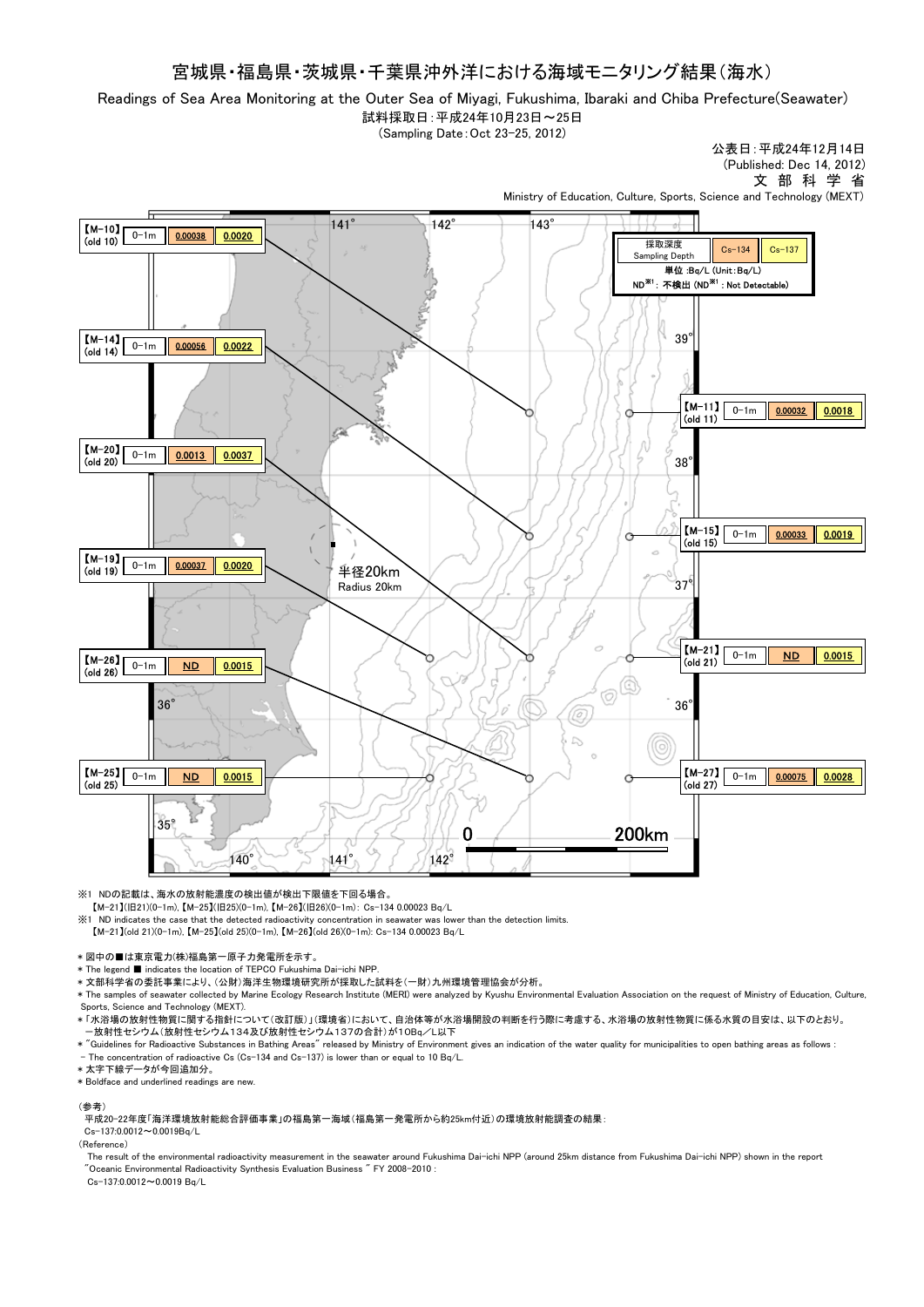# 宮城県・福島県・茨城県・千葉県沖外洋における海域モニタリング結果（海水）

Readings of Sea Area Monitoring at the Outer Sea of Miyagi, Fukushima, Ibaraki and Chiba Prefecture(Seawater)

試料採取日：平成24年10月23日～25日
(Sampling Date：Oct 23-25, 2012)

公表日：平成24年12月14日
(Published: Dec 14, 2012)
文 部 科 学 省
Ministry of Education, Culture, Sports, Science and Technology (MEXT)

採取深度 Sampling Depth | Cs-134 | Cs-137
単位 :Bq/L (Unit:Bq/L)
ND※1：不検出 (ND※1 : Not Detectable)

【M-10】(old 10) 0-1m 0.00038 0.0020

【M-14】(old 14) 0-1m 0.00056 0.0022

【M-20】(old 20) 0-1m 0.0013 0.0037

【M-19】(old 19) 0-1m 0.00037 0.0020

【M-26】(old 26) 0-1m ND 0.0015

【M-25】(old 25) 0-1m ND 0.0015

【M-11】(old 11) 0-1m 0.00032 0.0018

【M-15】(old 15) 0-1m 0.00033 0.0019

【M-21】(old 21) 0-1m ND 0.0015

【M-27】(old 27) 0-1m 0.00075 0.0028

半径20km
Radius 20km

141° 142° 143°
39° 38° 37° 36° 35°
140° 141° 142°
0 200km

※1 NDの記載は、海水の放射能濃度の検出値が検出下限値を下回る場合。
【M-21】(旧21)(0-1m), 【M-25】(旧25)(0-1m), 【M-26】(旧26)(0-1m)：Cs-134 0.00023 Bq/L

※1 ND indicates the case that the detected radioactivity concentration in seawater was lower than the detection limits.
【M-21】(old 21)(0-1m), 【M-25】(old 25)(0-1m), 【M-26】(old 26)(0-1m): Cs-134 0.00023 Bq/L

* 図中の■は東京電力(株)福島第一原子力発電所を示す。
* The legend ■ indicates the location of TEPCO Fukushima Dai-ichi NPP.
* 文部科学省の委託事業により、(公財)海洋生物環境研究所が採取した試料を(一財)九州環境管理協会が分析。
* The samples of seawater collected by Marine Ecology Research Institute (MERI) were analyzed by Kyushu Environmental Evaluation Association on the request of Ministry of Education, Culture, Sports, Science and Technology (MEXT).
* 「水浴場の放射性物質に関する指針について(改訂版)」(環境省)において、自治体等が水浴場開設の判断を行う際に考慮する、水浴場の放射性物質に係る水質の目安は、以下のとおり。
 －放射性セシウム(放射性セシウム134及び放射性セシウム137の合計)が10Bq／L以下
* "Guidelines for Radioactive Substances in Bathing Areas" released by Ministry of Environment gives an indication of the water quality for municipalities to open bathing areas as follows :
 - The concentration of radioactive Cs (Cs-134 and Cs-137) is lower than or equal to 10 Bq/L.
* 太字下線データが今回追加分。
* Boldface and underlined readings are new.

(参考)
平成20-22年度「海洋環境放射能総合評価事業」の福島第一海域(福島第一発電所から約25km付近)の環境放射能調査の結果：
Cs-137:0.0012～0.0019Bq/L

(Reference)
The result of the environmental radioactivity measurement in the seawater around Fukushima Dai-ichi NPP (around 25km distance from Fukushima Dai-ichi NPP) shown in the report "Oceanic Environmental Radioactivity Synthesis Evaluation Business " FY 2008-2010 :
Cs-137:0.0012～0.0019 Bq/L